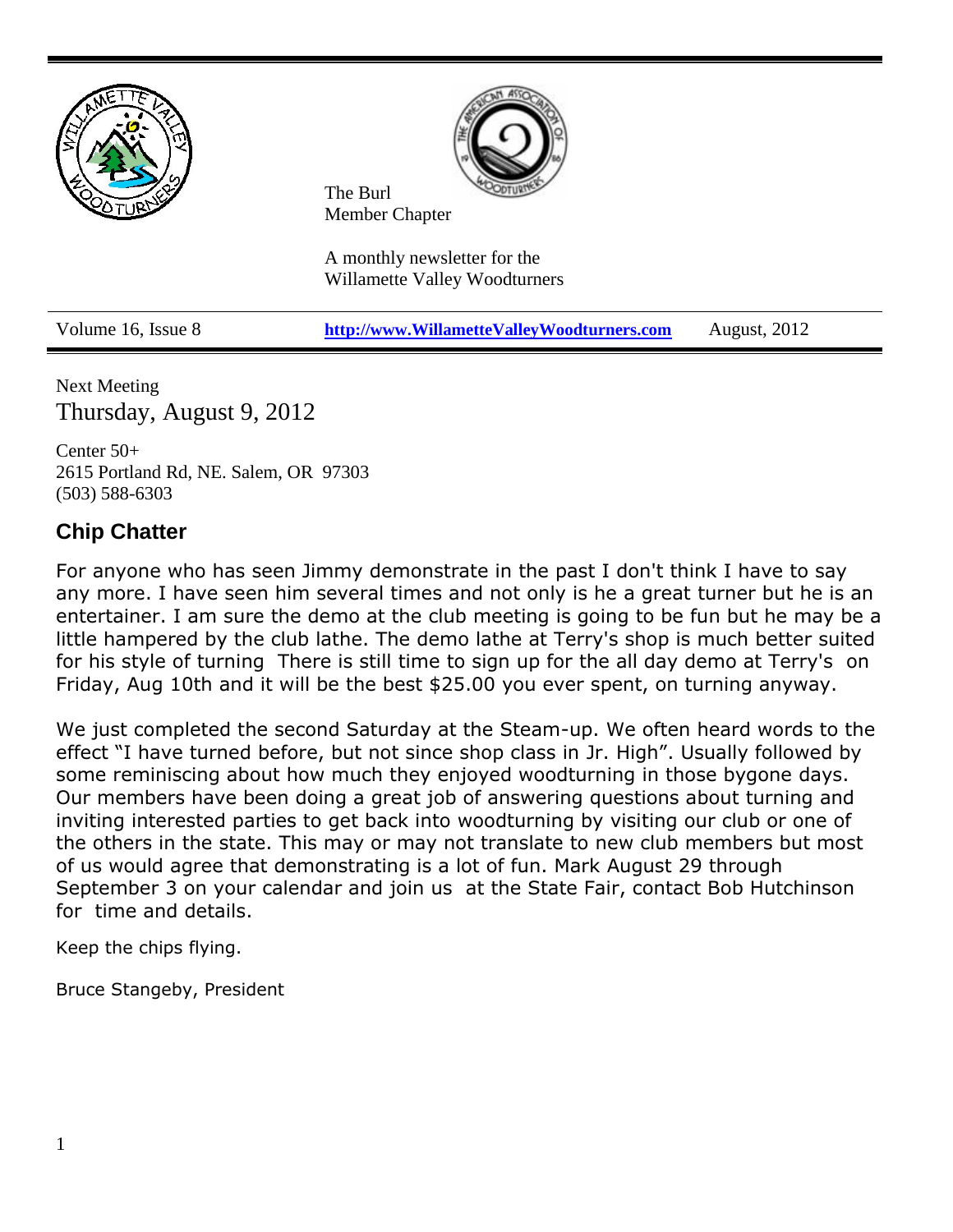The Burl
Member Chapter

A monthly newsletter for the
Willamette Valley Woodturners

| Volume 16, Issue 8 | http://www.WillametteValleyWoodturners.com | August, 2012 |
|---|---|---|

Next Meeting
Thursday, August 9, 2012

Center 50+
2615 Portland Rd, NE. Salem, OR 97303
(503) 588-6303

## Chip Chatter

For anyone who has seen Jimmy demonstrate in the past I don't think I have to say any more. I have seen him several times and not only is he a great turner but he is an entertainer. I am sure the demo at the club meeting is going to be fun but he may be a little hampered by the club lathe. The demo lathe at Terry's shop is much better suited for his style of turning There is still time to sign up for the all day demo at Terry's on Friday, Aug 10th and it will be the best $25.00 you ever spent, on turning anyway.

We just completed the second Saturday at the Steam-up. We often heard words to the effect "I have turned before, but not since shop class in Jr. High". Usually followed by some reminiscing about how much they enjoyed woodturning in those bygone days. Our members have been doing a great job of answering questions about turning and inviting interested parties to get back into woodturning by visiting our club or one of the others in the state. This may or may not translate to new club members but most of us would agree that demonstrating is a lot of fun. Mark August 29 through September 3 on your calendar and join us at the State Fair, contact Bob Hutchinson for time and details.

Keep the chips flying.

Bruce Stangeby, President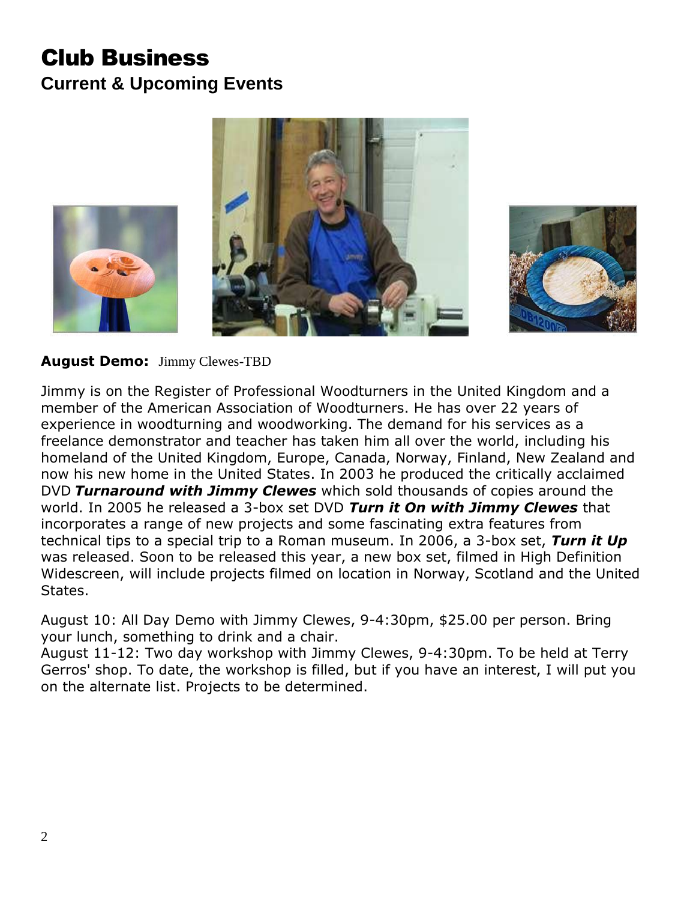# Club Business

## Current & Upcoming Events

**August Demo:** Jimmy Clewes-TBD

Jimmy is on the Register of Professional Woodturners in the United Kingdom and a member of the American Association of Woodturners. He has over 22 years of experience in woodturning and woodworking. The demand for his services as a freelance demonstrator and teacher has taken him all over the world, including his homeland of the United Kingdom, Europe, Canada, Norway, Finland, New Zealand and now his new home in the United States. In 2003 he produced the critically acclaimed DVD ***Turnaround with Jimmy Clewes*** which sold thousands of copies around the world. In 2005 he released a 3-box set DVD ***Turn it On with Jimmy Clewes*** that incorporates a range of new projects and some fascinating extra features from technical tips to a special trip to a Roman museum. In 2006, a 3-box set, ***Turn it Up*** was released. Soon to be released this year, a new box set, filmed in High Definition Widescreen, will include projects filmed on location in Norway, Scotland and the United States.

August 10: All Day Demo with Jimmy Clewes, 9-4:30pm, $25.00 per person. Bring your lunch, something to drink and a chair.
August 11-12: Two day workshop with Jimmy Clewes, 9-4:30pm. To be held at Terry Gerros' shop. To date, the workshop is filled, but if you have an interest, I will put you on the alternate list. Projects to be determined.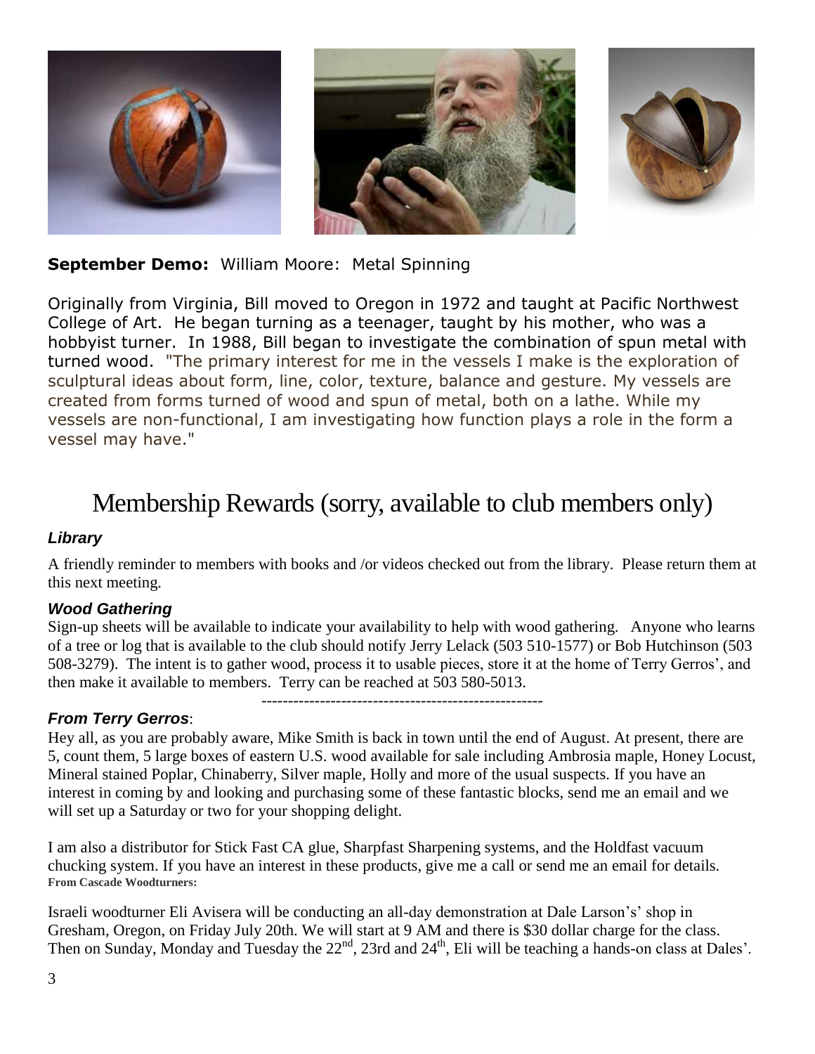**September Demo:** William Moore: Metal Spinning

Originally from Virginia, Bill moved to Oregon in 1972 and taught at Pacific Northwest College of Art. He began turning as a teenager, taught by his mother, who was a hobbyist turner. In 1988, Bill began to investigate the combination of spun metal with turned wood. "The primary interest for me in the vessels I make is the exploration of sculptural ideas about form, line, color, texture, balance and gesture. My vessels are created from forms turned of wood and spun of metal, both on a lathe. While my vessels are non-functional, I am investigating how function plays a role in the form a vessel may have."

# Membership Rewards (sorry, available to club members only)

### *Library*

A friendly reminder to members with books and /or videos checked out from the library. Please return them at this next meeting.

### *Wood Gathering*

Sign-up sheets will be available to indicate your availability to help with wood gathering. Anyone who learns of a tree or log that is available to the club should notify Jerry Lelack (503 510-1577) or Bob Hutchinson (503 508-3279). The intent is to gather wood, process it to usable pieces, store it at the home of Terry Gerros', and then make it available to members. Terry can be reached at 503 580-5013.

-----------------------------------------------------

### *From Terry Gerros*:

Hey all, as you are probably aware, Mike Smith is back in town until the end of August. At present, there are 5, count them, 5 large boxes of eastern U.S. wood available for sale including Ambrosia maple, Honey Locust, Mineral stained Poplar, Chinaberry, Silver maple, Holly and more of the usual suspects. If you have an interest in coming by and looking and purchasing some of these fantastic blocks, send me an email and we will set up a Saturday or two for your shopping delight.

I am also a distributor for Stick Fast CA glue, Sharpfast Sharpening systems, and the Holdfast vacuum chucking system. If you have an interest in these products, give me a call or send me an email for details.

**From Cascade Woodturners:**

Israeli woodturner Eli Avisera will be conducting an all-day demonstration at Dale Larson's' shop in Gresham, Oregon, on Friday July 20th. We will start at 9 AM and there is \$30 dollar charge for the class. Then on Sunday, Monday and Tuesday the 22nd, 23rd and 24th, Eli will be teaching a hands-on class at Dales'.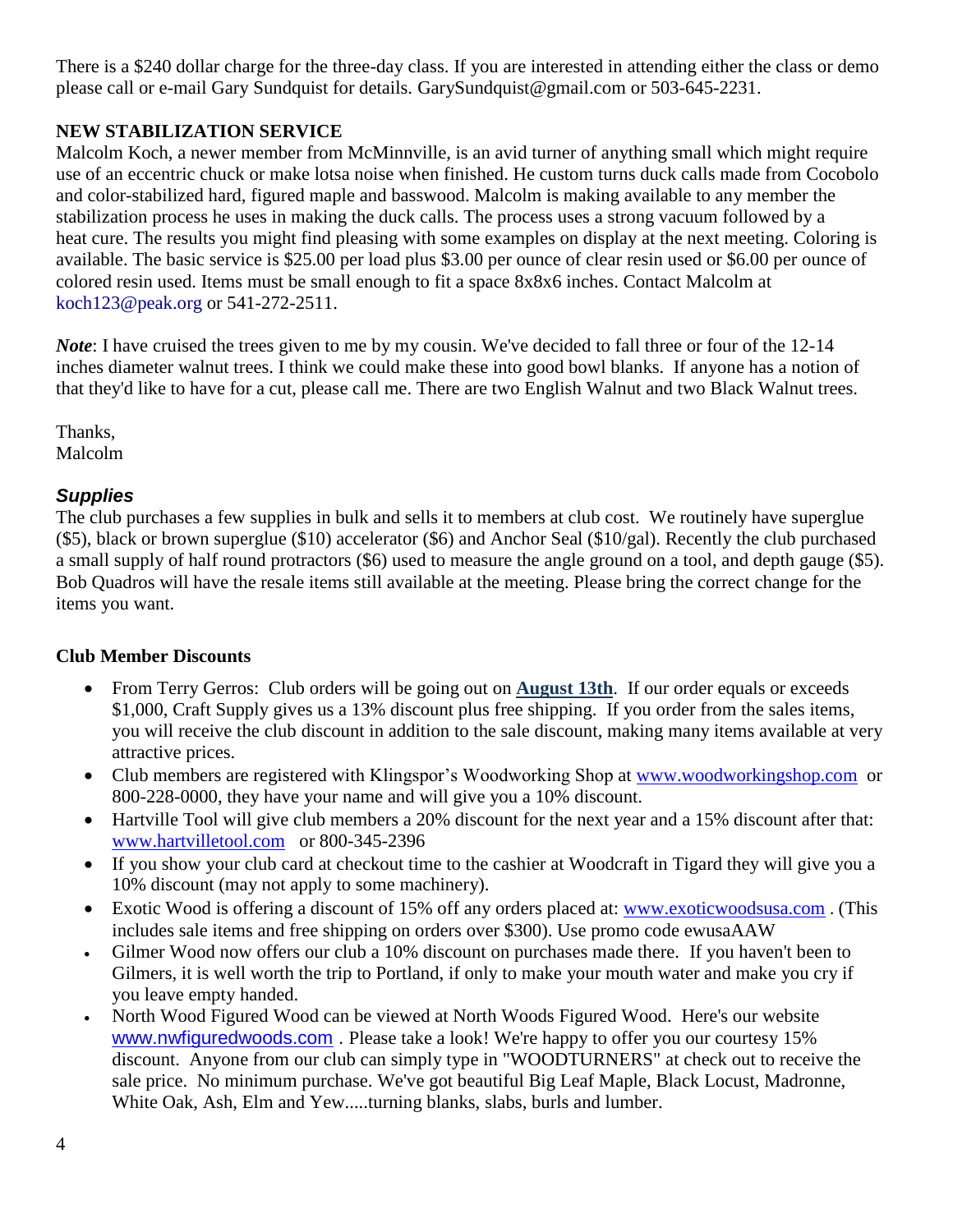There is a $240 dollar charge for the three-day class. If you are interested in attending either the class or demo please call or e-mail Gary Sundquist for details. GarySundquist@gmail.com or 503-645-2231.

**NEW STABILIZATION SERVICE**

Malcolm Koch, a newer member from McMinnville, is an avid turner of anything small which might require use of an eccentric chuck or make lotsa noise when finished. He custom turns duck calls made from Cocobolo and color-stabilized hard, figured maple and basswood. Malcolm is making available to any member the stabilization process he uses in making the duck calls. The process uses a strong vacuum followed by a heat cure. The results you might find pleasing with some examples on display at the next meeting. Coloring is available. The basic service is $25.00 per load plus $3.00 per ounce of clear resin used or $6.00 per ounce of colored resin used. Items must be small enough to fit a space 8x8x6 inches. Contact Malcolm at koch123@peak.org or 541-272-2511.

***Note***: I have cruised the trees given to me by my cousin. We've decided to fall three or four of the 12-14 inches diameter walnut trees. I think we could make these into good bowl blanks. If anyone has a notion of that they'd like to have for a cut, please call me. There are two English Walnut and two Black Walnut trees.

Thanks,
Malcolm

***Supplies***

The club purchases a few supplies in bulk and sells it to members at club cost. We routinely have superglue ($5), black or brown superglue ($10) accelerator ($6) and Anchor Seal ($10/gal). Recently the club purchased a small supply of half round protractors ($6) used to measure the angle ground on a tool, and depth gauge ($5). Bob Quadros will have the resale items still available at the meeting. Please bring the correct change for the items you want.

**Club Member Discounts**

- From Terry Gerros: Club orders will be going out on **August 13th**. If our order equals or exceeds $1,000, Craft Supply gives us a 13% discount plus free shipping. If you order from the sales items, you will receive the club discount in addition to the sale discount, making many items available at very attractive prices.
- Club members are registered with Klingspor's Woodworking Shop at www.woodworkingshop.com or 800-228-0000, they have your name and will give you a 10% discount.
- Hartville Tool will give club members a 20% discount for the next year and a 15% discount after that: www.hartvilletool.com or 800-345-2396
- If you show your club card at checkout time to the cashier at Woodcraft in Tigard they will give you a 10% discount (may not apply to some machinery).
- Exotic Wood is offering a discount of 15% off any orders placed at: www.exoticwoodsusa.com . (This includes sale items and free shipping on orders over $300). Use promo code ewusaAAW
- Gilmer Wood now offers our club a 10% discount on purchases made there. If you haven't been to Gilmers, it is well worth the trip to Portland, if only to make your mouth water and make you cry if you leave empty handed.
- North Wood Figured Wood can be viewed at North Woods Figured Wood. Here's our website www.nwfiguredwoods.com . Please take a look! We're happy to offer you our courtesy 15% discount. Anyone from our club can simply type in "WOODTURNERS" at check out to receive the sale price. No minimum purchase. We've got beautiful Big Leaf Maple, Black Locust, Madronne, White Oak, Ash, Elm and Yew.....turning blanks, slabs, burls and lumber.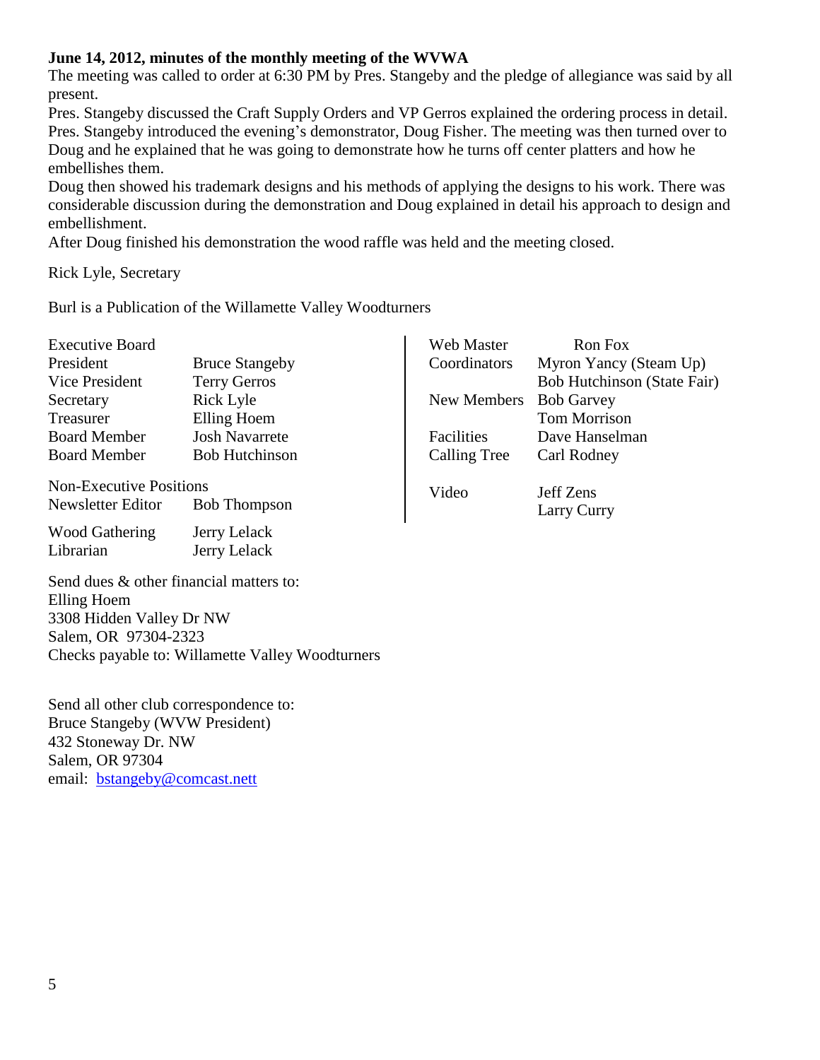**June 14, 2012, minutes of the monthly meeting of the WVWA**

The meeting was called to order at 6:30 PM by Pres. Stangeby and the pledge of allegiance was said by all present.

Pres. Stangeby discussed the Craft Supply Orders and VP Gerros explained the ordering process in detail.

Pres. Stangeby introduced the evening's demonstrator, Doug Fisher. The meeting was then turned over to Doug and he explained that he was going to demonstrate how he turns off center platters and how he embellishes them.

Doug then showed his trademark designs and his methods of applying the designs to his work. There was considerable discussion during the demonstration and Doug explained in detail his approach to design and embellishment.

After Doug finished his demonstration the wood raffle was held and the meeting closed.

Rick Lyle, Secretary

Burl is a Publication of the Willamette Valley Woodturners

| | |
|---|---|
| Executive Board | |
| President | Bruce Stangeby |
| Vice President | Terry Gerros |
| Secretary | Rick Lyle |
| Treasurer | Elling Hoem |
| Board Member | Josh Navarrete |
| Board Member | Bob Hutchinson |
| Non-Executive Positions | |
| Newsletter Editor | Bob Thompson |
| Wood Gathering | Jerry Lelack |
| Librarian | Jerry Lelack |

| | |
|---|---|
| Web Master | Ron Fox |
| Coordinators | Myron Yancy (Steam Up) |
| | Bob Hutchinson (State Fair) |
| New Members | Bob Garvey |
| | Tom Morrison |
| Facilities | Dave Hanselman |
| Calling Tree | Carl Rodney |
| Video | Jeff Zens |
| | Larry Curry |

Send dues & other financial matters to:
Elling Hoem
3308 Hidden Valley Dr NW
Salem, OR 97304-2323
Checks payable to: Willamette Valley Woodturners

Send all other club correspondence to:
Bruce Stangeby (WVW President)
432 Stoneway Dr. NW
Salem, OR 97304
email: bstangeby@comcast.nett